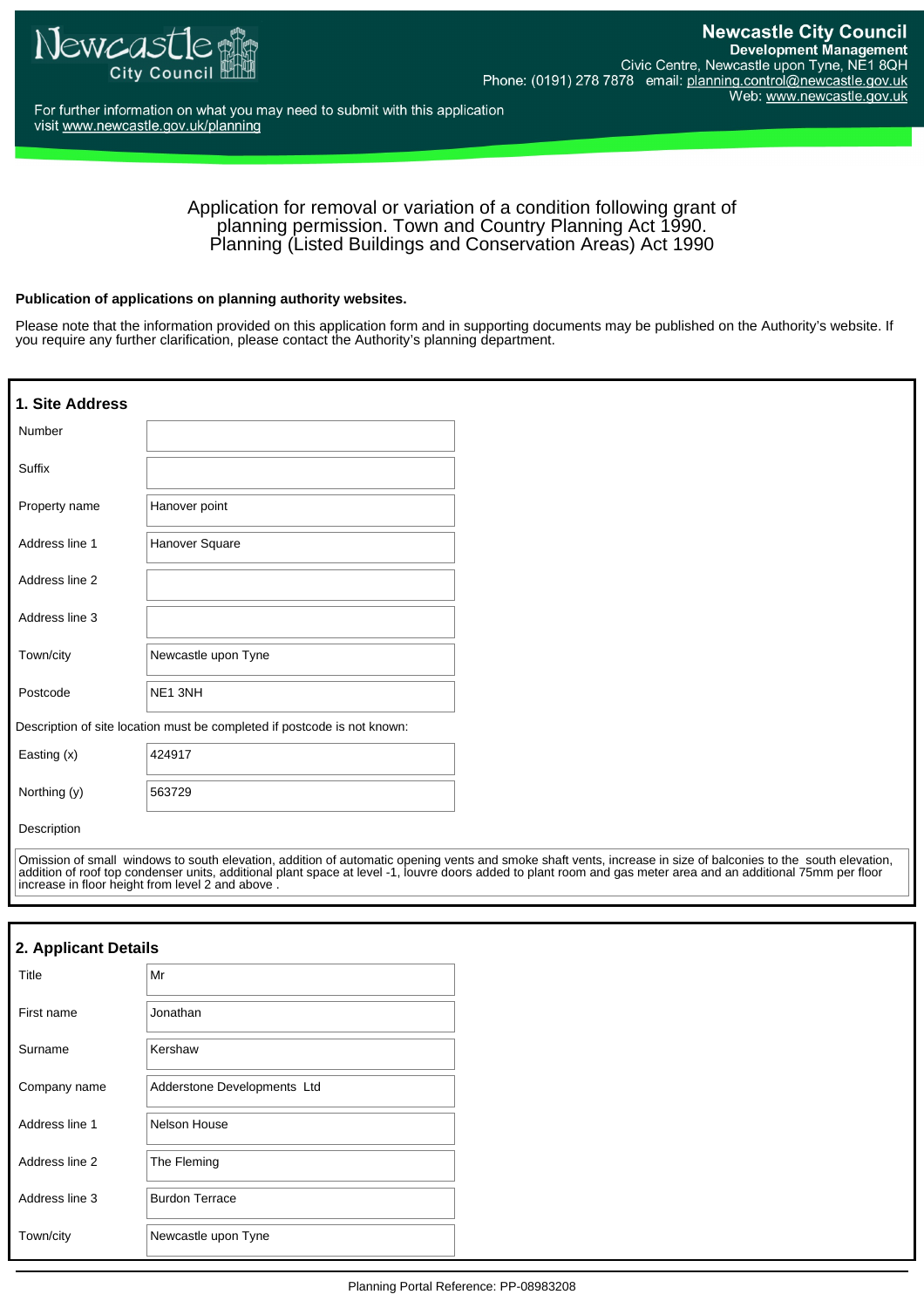**Newcastle City Council**
**Development Management**
Civic Centre, Newcastle upon Tyne, NE1 8QH
Phone: (0191) 278 7878 email: planning.control@newcastle.gov.uk
Web: www.newcastle.gov.uk

For further information on what you may need to submit with this application visit www.newcastle.gov.uk/planning

# Application for removal or variation of a condition following grant of planning permission. Town and Country Planning Act 1990. Planning (Listed Buildings and Conservation Areas) Act 1990

**Publication of applications on planning authority websites.**

Please note that the information provided on this application form and in supporting documents may be published on the Authority's website. If you require any further clarification, please contact the Authority's planning department.

## 1. Site Address

| Field | Value |
| --- | --- |
| Number | |
| Suffix | |
| Property name | Hanover point |
| Address line 1 | Hanover Square |
| Address line 2 | |
| Address line 3 | |
| Town/city | Newcastle upon Tyne |
| Postcode | NE1 3NH |

Description of site location must be completed if postcode is not known:

| Field | Value |
| --- | --- |
| Easting (x) | 424917 |
| Northing (y) | 563729 |

Description

Omission of small windows to south elevation, addition of automatic opening vents and smoke shaft vents, increase in size of balconies to the south elevation, addition of roof top condenser units, additional plant space at level -1, louvre doors added to plant room and gas meter area and an additional 75mm per floor increase in floor height from level 2 and above .

## 2. Applicant Details

| Field | Value |
| --- | --- |
| Title | Mr |
| First name | Jonathan |
| Surname | Kershaw |
| Company name | Adderstone Developments Ltd |
| Address line 1 | Nelson House |
| Address line 2 | The Fleming |
| Address line 3 | Burdon Terrace |
| Town/city | Newcastle upon Tyne |

Planning Portal Reference: PP-08983208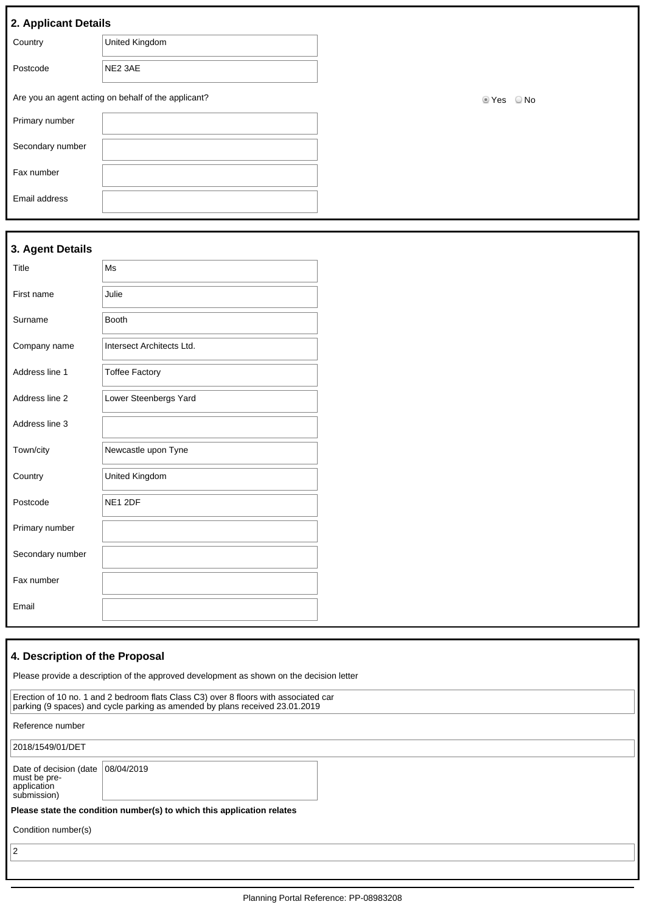## 2. Applicant Details

| | |
|---|---|
| Country | United Kingdom |
| Postcode | NE2 3AE |

Are you an agent acting on behalf of the applicant? ◉ Yes ○ No

| | |
|---|---|
| Primary number | |
| Secondary number | |
| Fax number | |
| Email address | |

## 3. Agent Details

| | |
|---|---|
| Title | Ms |
| First name | Julie |
| Surname | Booth |
| Company name | Intersect Architects Ltd. |
| Address line 1 | Toffee Factory |
| Address line 2 | Lower Steenbergs Yard |
| Address line 3 | |
| Town/city | Newcastle upon Tyne |
| Country | United Kingdom |
| Postcode | NE1 2DF |
| Primary number | |
| Secondary number | |
| Fax number | |
| Email | |

## 4. Description of the Proposal

Please provide a description of the approved development as shown on the decision letter

Erection of 10 no. 1 and 2 bedroom flats Class C3) over 8 floors with associated car parking (9 spaces) and cycle parking as amended by plans received 23.01.2019

Reference number

2018/1549/01/DET

| | |
|---|---|
| Date of decision (date must be pre-application submission) | 08/04/2019 |

**Please state the condition number(s) to which this application relates**

Condition number(s)

2

Planning Portal Reference: PP-08983208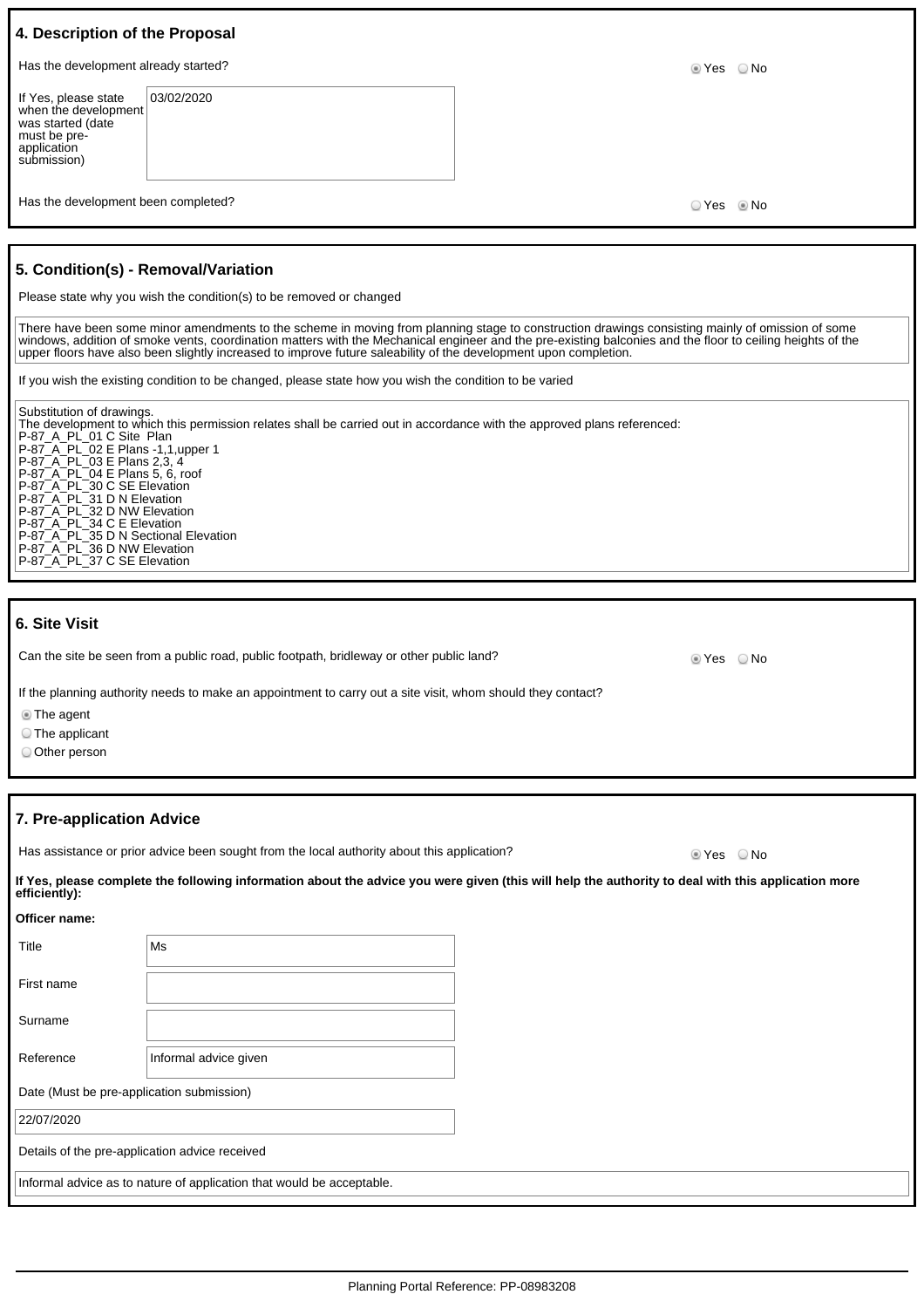## 4. Description of the Proposal

Has the development already started? ◉ Yes ○ No

If Yes, please state when the development was started (date must be pre-application submission)

03/02/2020

Has the development been completed? ○ Yes ◉ No

## 5. Condition(s) - Removal/Variation

Please state why you wish the condition(s) to be removed or changed

There have been some minor amendments to the scheme in moving from planning stage to construction drawings consisting mainly of omission of some windows, addition of smoke vents, coordination matters with the Mechanical engineer and the pre-existing balconies and the floor to ceiling heights of the upper floors have also been slightly increased to improve future saleability of the development upon completion.

If you wish the existing condition to be changed, please state how you wish the condition to be varied

Substitution of drawings.
The development to which this permission relates shall be carried out in accordance with the approved plans referenced:
P-87_A_PL_01 C Site Plan
P-87_A_PL_02 E Plans -1,1,upper 1
P-87_A_PL_03 E Plans 2,3, 4
P-87_A_PL_04 E Plans 5, 6, roof
P-87_A_PL_30 C SE Elevation
P-87_A_PL_31 D N Elevation
P-87_A_PL_32 D NW Elevation
P-87_A_PL_34 C E Elevation
P-87_A_PL_35 D N Sectional Elevation
P-87_A_PL_36 D NW Elevation
P-87_A_PL_37 C SE Elevation

## 6. Site Visit

Can the site be seen from a public road, public footpath, bridleway or other public land? ◉ Yes ○ No

If the planning authority needs to make an appointment to carry out a site visit, whom should they contact?

◉ The agent
○ The applicant
○ Other person

## 7. Pre-application Advice

Has assistance or prior advice been sought from the local authority about this application? ◉ Yes ○ No

**If Yes, please complete the following information about the advice you were given (this will help the authority to deal with this application more efficiently):**

**Officer name:**

| | |
|---|---|
| Title | Ms |
| First name | |
| Surname | |
| Reference | Informal advice given |

Date (Must be pre-application submission)

22/07/2020

Details of the pre-application advice received

Informal advice as to nature of application that would be acceptable.

Planning Portal Reference: PP-08983208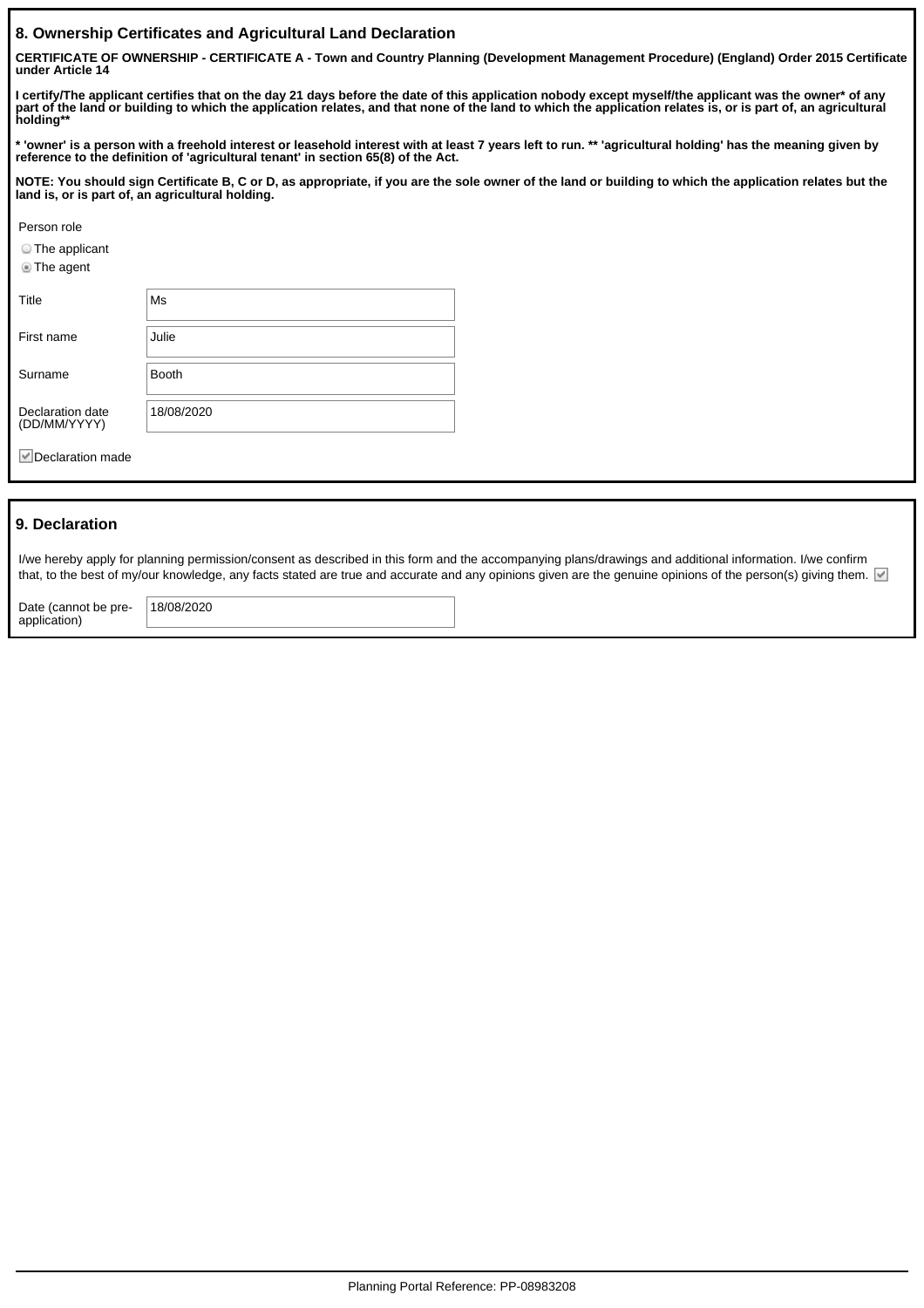## 8. Ownership Certificates and Agricultural Land Declaration

**CERTIFICATE OF OWNERSHIP - CERTIFICATE A - Town and Country Planning (Development Management Procedure) (England) Order 2015 Certificate under Article 14**

**I certify/The applicant certifies that on the day 21 days before the date of this application nobody except myself/the applicant was the owner* of any part of the land or building to which the application relates, and that none of the land to which the application relates is, or is part of, an agricultural holding****

*** 'owner' is a person with a freehold interest or leasehold interest with at least 7 years left to run. ** 'agricultural holding' has the meaning given by reference to the definition of 'agricultural tenant' in section 65(8) of the Act.**

**NOTE: You should sign Certificate B, C or D, as appropriate, if you are the sole owner of the land or building to which the application relates but the land is, or is part of, an agricultural holding.**

Person role

- ○ The applicant
- ◉ The agent

| | |
|---|---|
| Title | Ms |
| First name | Julie |
| Surname | Booth |
| Declaration date (DD/MM/YYYY) | 18/08/2020 |

☑ Declaration made

## 9. Declaration

I/we hereby apply for planning permission/consent as described in this form and the accompanying plans/drawings and additional information. I/we confirm that, to the best of my/our knowledge, any facts stated are true and accurate and any opinions given are the genuine opinions of the person(s) giving them. ☑

| | |
|---|---|
| Date (cannot be pre-application) | 18/08/2020 |

Planning Portal Reference: PP-08983208